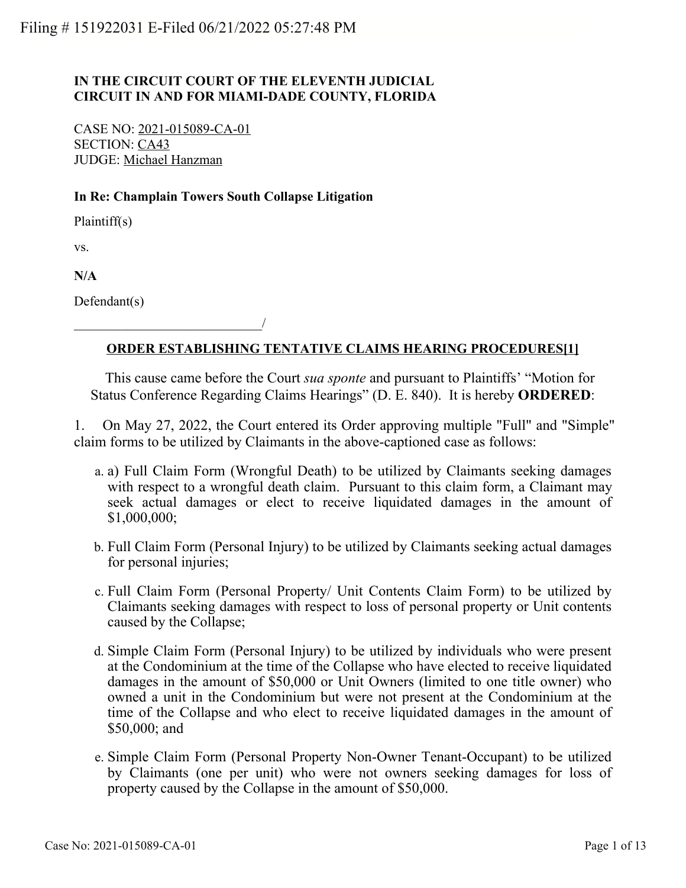Filing # 151922031 E-Filed 06/21/2022 05:27:48 PM

**IN THE CIRCUIT COURT OF THE ELEVENTH JUDICIAL CIRCUIT IN AND FOR MIAMI-DADE COUNTY, FLORIDA**

CASE NO: 2021-015089-CA-01
SECTION: CA43
JUDGE: Michael Hanzman

**In Re: Champlain Towers South Collapse Litigation**

Plaintiff(s)

vs.

**N/A**

Defendant(s)

____________________________/

**ORDER ESTABLISHING TENTATIVE CLAIMS HEARING PROCEDURES[1]**

This cause came before the Court *sua sponte* and pursuant to Plaintiffs' "Motion for Status Conference Regarding Claims Hearings" (D. E. 840). It is hereby **ORDERED**:

1. On May 27, 2022, the Court entered its Order approving multiple "Full" and "Simple" claim forms to be utilized by Claimants in the above-captioned case as follows:

   a. a) Full Claim Form (Wrongful Death) to be utilized by Claimants seeking damages with respect to a wrongful death claim. Pursuant to this claim form, a Claimant may seek actual damages or elect to receive liquidated damages in the amount of $1,000,000;

   b. Full Claim Form (Personal Injury) to be utilized by Claimants seeking actual damages for personal injuries;

   c. Full Claim Form (Personal Property/ Unit Contents Claim Form) to be utilized by Claimants seeking damages with respect to loss of personal property or Unit contents caused by the Collapse;

   d. Simple Claim Form (Personal Injury) to be utilized by individuals who were present at the Condominium at the time of the Collapse who have elected to receive liquidated damages in the amount of $50,000 or Unit Owners (limited to one title owner) who owned a unit in the Condominium but were not present at the Condominium at the time of the Collapse and who elect to receive liquidated damages in the amount of $50,000; and

   e. Simple Claim Form (Personal Property Non-Owner Tenant-Occupant) to be utilized by Claimants (one per unit) who were not owners seeking damages for loss of property caused by the Collapse in the amount of $50,000.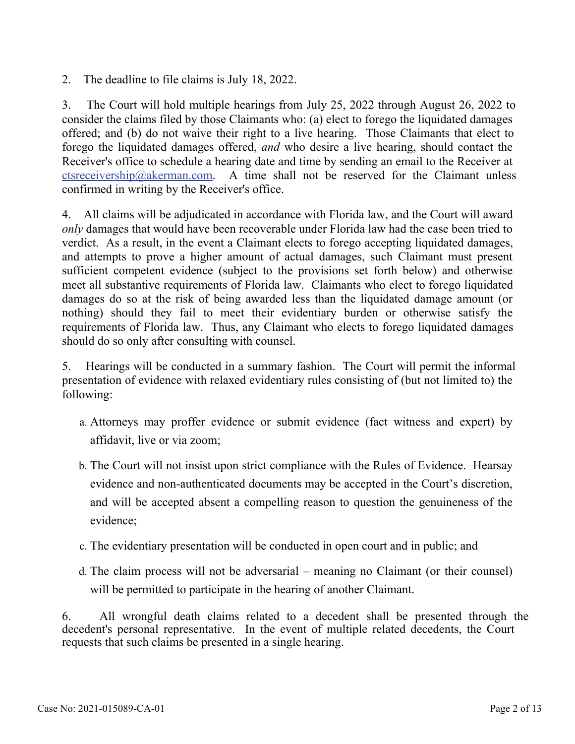2. The deadline to file claims is July 18, 2022.

3. The Court will hold multiple hearings from July 25, 2022 through August 26, 2022 to consider the claims filed by those Claimants who: (a) elect to forego the liquidated damages offered; and (b) do not waive their right to a live hearing. Those Claimants that elect to forego the liquidated damages offered, *and* who desire a live hearing, should contact the Receiver's office to schedule a hearing date and time by sending an email to the Receiver at ctsreceivership@akerman.com. A time shall not be reserved for the Claimant unless confirmed in writing by the Receiver's office.

4. All claims will be adjudicated in accordance with Florida law, and the Court will award *only* damages that would have been recoverable under Florida law had the case been tried to verdict. As a result, in the event a Claimant elects to forego accepting liquidated damages, and attempts to prove a higher amount of actual damages, such Claimant must present sufficient competent evidence (subject to the provisions set forth below) and otherwise meet all substantive requirements of Florida law. Claimants who elect to forego liquidated damages do so at the risk of being awarded less than the liquidated damage amount (or nothing) should they fail to meet their evidentiary burden or otherwise satisfy the requirements of Florida law. Thus, any Claimant who elects to forego liquidated damages should do so only after consulting with counsel.

5. Hearings will be conducted in a summary fashion. The Court will permit the informal presentation of evidence with relaxed evidentiary rules consisting of (but not limited to) the following:

a. Attorneys may proffer evidence or submit evidence (fact witness and expert) by affidavit, live or via zoom;

b. The Court will not insist upon strict compliance with the Rules of Evidence. Hearsay evidence and non-authenticated documents may be accepted in the Court's discretion, and will be accepted absent a compelling reason to question the genuineness of the evidence;

c. The evidentiary presentation will be conducted in open court and in public; and

d. The claim process will not be adversarial – meaning no Claimant (or their counsel) will be permitted to participate in the hearing of another Claimant.

6. All wrongful death claims related to a decedent shall be presented through the decedent's personal representative. In the event of multiple related decedents, the Court requests that such claims be presented in a single hearing.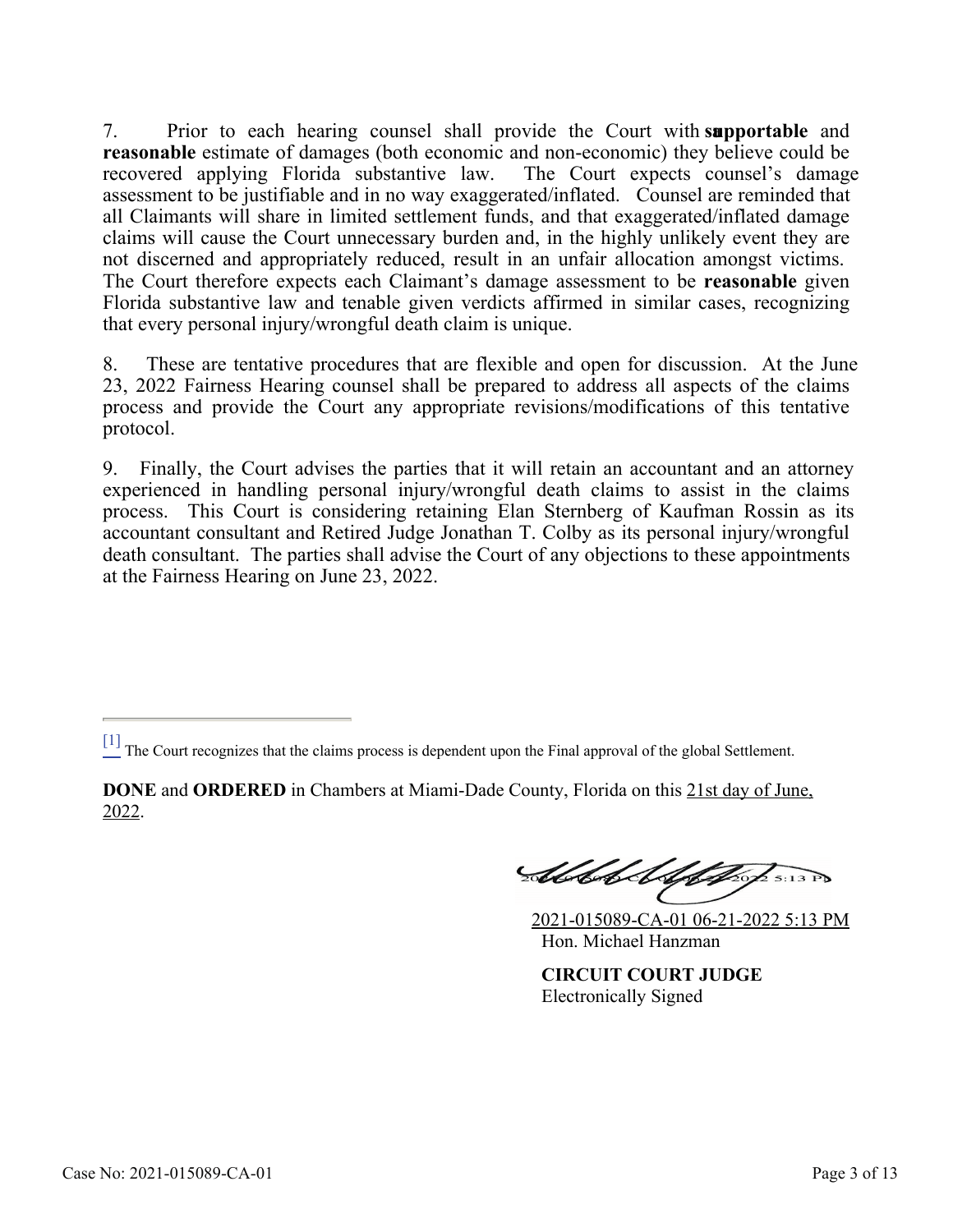7. Prior to each hearing counsel shall provide the Court with a **supportable** and **reasonable** estimate of damages (both economic and non-economic) they believe could be recovered applying Florida substantive law. The Court expects counsel's damage assessment to be justifiable and in no way exaggerated/inflated. Counsel are reminded that all Claimants will share in limited settlement funds, and that exaggerated/inflated damage claims will cause the Court unnecessary burden and, in the highly unlikely event they are not discerned and appropriately reduced, result in an unfair allocation amongst victims. The Court therefore expects each Claimant's damage assessment to be **reasonable** given Florida substantive law and tenable given verdicts affirmed in similar cases, recognizing that every personal injury/wrongful death claim is unique.

8. These are tentative procedures that are flexible and open for discussion. At the June 23, 2022 Fairness Hearing counsel shall be prepared to address all aspects of the claims process and provide the Court any appropriate revisions/modifications of this tentative protocol.

9. Finally, the Court advises the parties that it will retain an accountant and an attorney experienced in handling personal injury/wrongful death claims to assist in the claims process. This Court is considering retaining Elan Sternberg of Kaufman Rossin as its accountant consultant and Retired Judge Jonathan T. Colby as its personal injury/wrongful death consultant. The parties shall advise the Court of any objections to these appointments at the Fairness Hearing on June 23, 2022.

---

[1] The Court recognizes that the claims process is dependent upon the Final approval of the global Settlement.

**DONE** and **ORDERED** in Chambers at Miami-Dade County, Florida on this 21st day of June, 2022.

2021-015089-CA-01 06-21-2022 5:13 PM
Hon. Michael Hanzman

**CIRCUIT COURT JUDGE**
Electronically Signed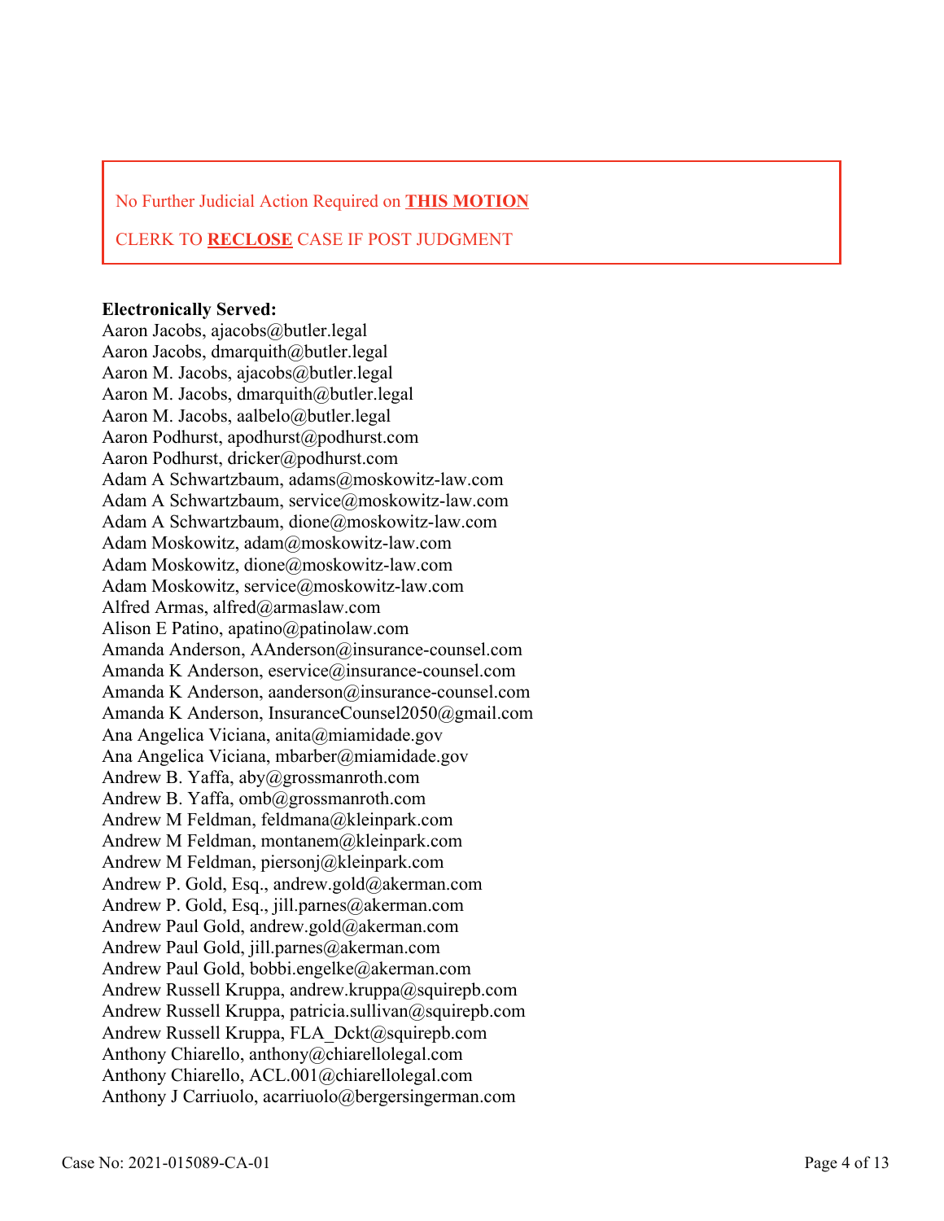No Further Judicial Action Required on **THIS MOTION**

CLERK TO **RECLOSE** CASE IF POST JUDGMENT

**Electronically Served:**

Aaron Jacobs, ajacobs@butler.legal
Aaron Jacobs, dmarquith@butler.legal
Aaron M. Jacobs, ajacobs@butler.legal
Aaron M. Jacobs, dmarquith@butler.legal
Aaron M. Jacobs, aalbelo@butler.legal
Aaron Podhurst, apodhurst@podhurst.com
Aaron Podhurst, dricker@podhurst.com
Adam A Schwartzbaum, adams@moskowitz-law.com
Adam A Schwartzbaum, service@moskowitz-law.com
Adam A Schwartzbaum, dione@moskowitz-law.com
Adam Moskowitz, adam@moskowitz-law.com
Adam Moskowitz, dione@moskowitz-law.com
Adam Moskowitz, service@moskowitz-law.com
Alfred Armas, alfred@armaslaw.com
Alison E Patino, apatino@patinolaw.com
Amanda Anderson, AAnderson@insurance-counsel.com
Amanda K Anderson, eservice@insurance-counsel.com
Amanda K Anderson, aanderson@insurance-counsel.com
Amanda K Anderson, InsuranceCounsel2050@gmail.com
Ana Angelica Viciana, anita@miamidade.gov
Ana Angelica Viciana, mbarber@miamidade.gov
Andrew B. Yaffa, aby@grossmanroth.com
Andrew B. Yaffa, omb@grossmanroth.com
Andrew M Feldman, feldmana@kleinpark.com
Andrew M Feldman, montanem@kleinpark.com
Andrew M Feldman, piersonj@kleinpark.com
Andrew P. Gold, Esq., andrew.gold@akerman.com
Andrew P. Gold, Esq., jill.parnes@akerman.com
Andrew Paul Gold, andrew.gold@akerman.com
Andrew Paul Gold, jill.parnes@akerman.com
Andrew Paul Gold, bobbi.engelke@akerman.com
Andrew Russell Kruppa, andrew.kruppa@squirepb.com
Andrew Russell Kruppa, patricia.sullivan@squirepb.com
Andrew Russell Kruppa, FLA_Dckt@squirepb.com
Anthony Chiarello, anthony@chiarellolegal.com
Anthony Chiarello, ACL.001@chiarellolegal.com
Anthony J Carriuolo, acarriuolo@bergersingerman.com

Case No: 2021-015089-CA-01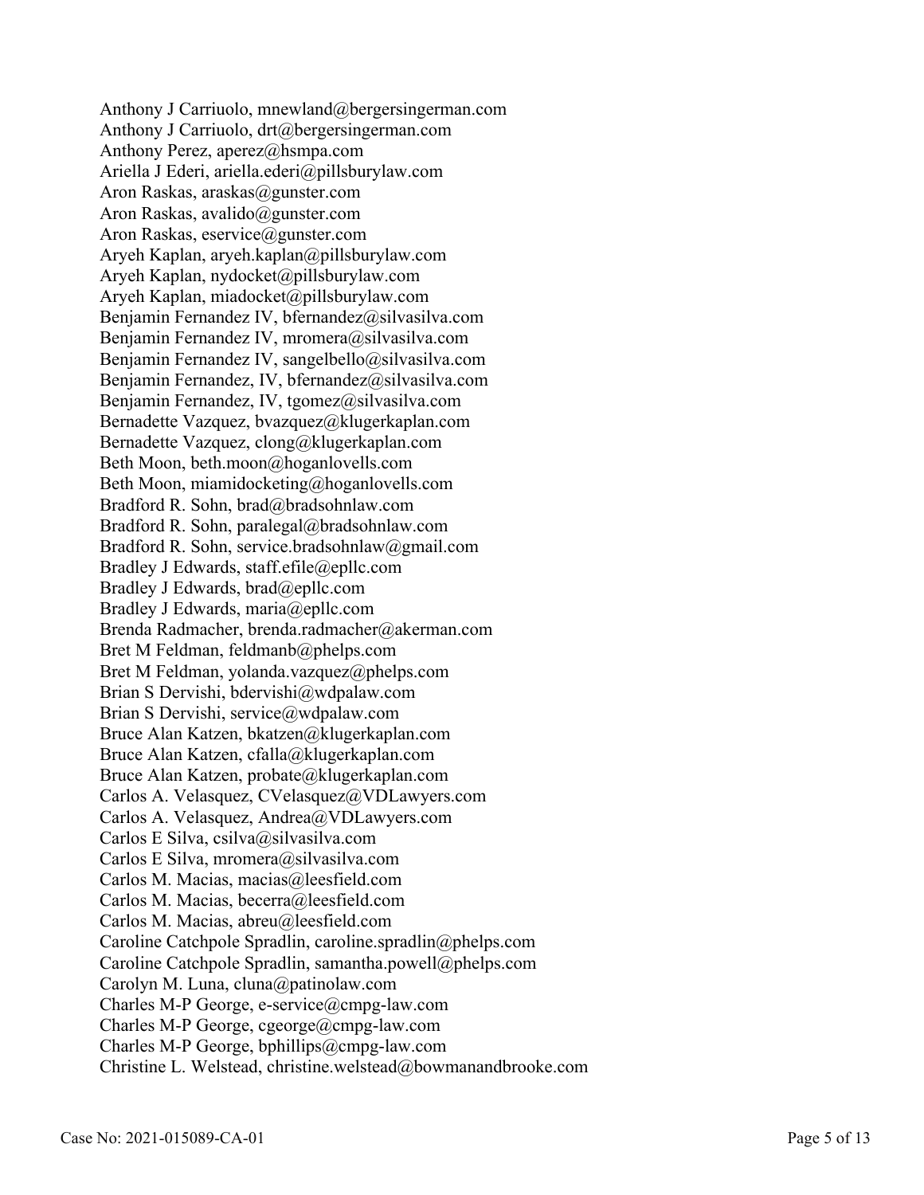Anthony J Carriuolo, mnewland@bergersingerman.com
Anthony J Carriuolo, drt@bergersingerman.com
Anthony Perez, aperez@hsmpa.com
Ariella J Ederi, ariella.ederi@pillsburylaw.com
Aron Raskas, araskas@gunster.com
Aron Raskas, avalido@gunster.com
Aron Raskas, eservice@gunster.com
Aryeh Kaplan, aryeh.kaplan@pillsburylaw.com
Aryeh Kaplan, nydocket@pillsburylaw.com
Aryeh Kaplan, miadocket@pillsburylaw.com
Benjamin Fernandez IV, bfernandez@silvasilva.com
Benjamin Fernandez IV, mromera@silvasilva.com
Benjamin Fernandez IV, sangelbello@silvasilva.com
Benjamin Fernandez, IV, bfernandez@silvasilva.com
Benjamin Fernandez, IV, tgomez@silvasilva.com
Bernadette Vazquez, bvazquez@klugerkaplan.com
Bernadette Vazquez, clong@klugerkaplan.com
Beth Moon, beth.moon@hoganlovells.com
Beth Moon, miamidocketing@hoganlovells.com
Bradford R. Sohn, brad@bradsohnlaw.com
Bradford R. Sohn, paralegal@bradsohnlaw.com
Bradford R. Sohn, service.bradsohnlaw@gmail.com
Bradley J Edwards, staff.efile@epllc.com
Bradley J Edwards, brad@epllc.com
Bradley J Edwards, maria@epllc.com
Brenda Radmacher, brenda.radmacher@akerman.com
Bret M Feldman, feldmanb@phelps.com
Bret M Feldman, yolanda.vazquez@phelps.com
Brian S Dervishi, bdervishi@wdpalaw.com
Brian S Dervishi, service@wdpalaw.com
Bruce Alan Katzen, bkatzen@klugerkaplan.com
Bruce Alan Katzen, cfalla@klugerkaplan.com
Bruce Alan Katzen, probate@klugerkaplan.com
Carlos A. Velasquez, CVelasquez@VDLawyers.com
Carlos A. Velasquez, Andrea@VDLawyers.com
Carlos E Silva, csilva@silvasilva.com
Carlos E Silva, mromera@silvasilva.com
Carlos M. Macias, macias@leesfield.com
Carlos M. Macias, becerra@leesfield.com
Carlos M. Macias, abreu@leesfield.com
Caroline Catchpole Spradlin, caroline.spradlin@phelps.com
Caroline Catchpole Spradlin, samantha.powell@phelps.com
Carolyn M. Luna, cluna@patinolaw.com
Charles M-P George, e-service@cmpg-law.com
Charles M-P George, cgeorge@cmpg-law.com
Charles M-P George, bphillips@cmpg-law.com
Christine L. Welstead, christine.welstead@bowmanandbrooke.com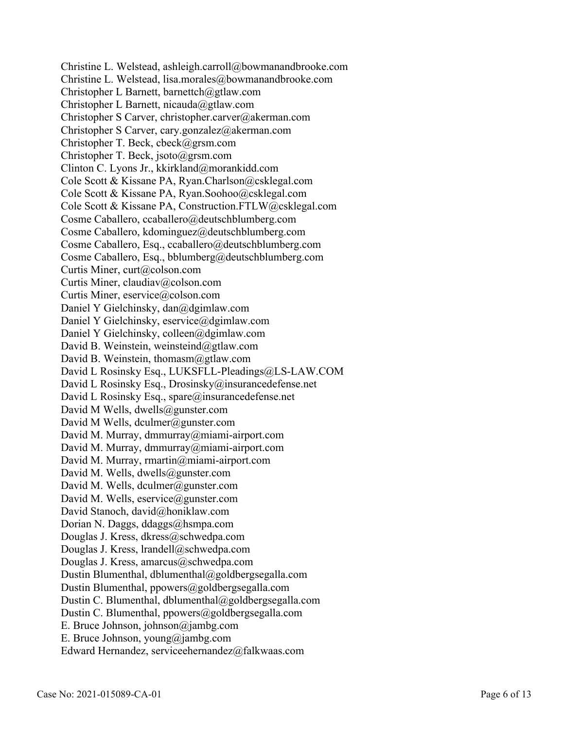Christine L. Welstead, ashleigh.carroll@bowmanandbrooke.com
Christine L. Welstead, lisa.morales@bowmanandbrooke.com
Christopher L Barnett, barnettch@gtlaw.com
Christopher L Barnett, nicauda@gtlaw.com
Christopher S Carver, christopher.carver@akerman.com
Christopher S Carver, cary.gonzalez@akerman.com
Christopher T. Beck, cbeck@grsm.com
Christopher T. Beck, jsoto@grsm.com
Clinton C. Lyons Jr., kkirkland@morankidd.com
Cole Scott & Kissane PA, Ryan.Charlson@csklegal.com
Cole Scott & Kissane PA, Ryan.Soohoo@csklegal.com
Cole Scott & Kissane PA, Construction.FTLW@csklegal.com
Cosme Caballero, ccaballero@deutschblumberg.com
Cosme Caballero, kdominguez@deutschblumberg.com
Cosme Caballero, Esq., ccaballero@deutschblumberg.com
Cosme Caballero, Esq., bblumberg@deutschblumberg.com
Curtis Miner, curt@colson.com
Curtis Miner, claudiav@colson.com
Curtis Miner, eservice@colson.com
Daniel Y Gielchinsky, dan@dgimlaw.com
Daniel Y Gielchinsky, eservice@dgimlaw.com
Daniel Y Gielchinsky, colleen@dgimlaw.com
David B. Weinstein, weinsteind@gtlaw.com
David B. Weinstein, thomasm@gtlaw.com
David L Rosinsky Esq., LUKSFLL-Pleadings@LS-LAW.COM
David L Rosinsky Esq., Drosinsky@insurancedefense.net
David L Rosinsky Esq., spare@insurancedefense.net
David M Wells, dwells@gunster.com
David M Wells, dculmer@gunster.com
David M. Murray, dmmurray@miami-airport.com
David M. Murray, dmmurray@miami-airport.com
David M. Murray, rmartin@miami-airport.com
David M. Wells, dwells@gunster.com
David M. Wells, dculmer@gunster.com
David M. Wells, eservice@gunster.com
David Stanoch, david@honiklaw.com
Dorian N. Daggs, ddaggs@hsmpa.com
Douglas J. Kress, dkress@schwedpa.com
Douglas J. Kress, lrandell@schwedpa.com
Douglas J. Kress, amarcus@schwedpa.com
Dustin Blumenthal, dblumenthal@goldbergsegalla.com
Dustin Blumenthal, ppowers@goldbergsegalla.com
Dustin C. Blumenthal, dblumenthal@goldbergsegalla.com
Dustin C. Blumenthal, ppowers@goldbergsegalla.com
E. Bruce Johnson, johnson@jambg.com
E. Bruce Johnson, young@jambg.com
Edward Hernandez, servicehernandez@falkwaas.com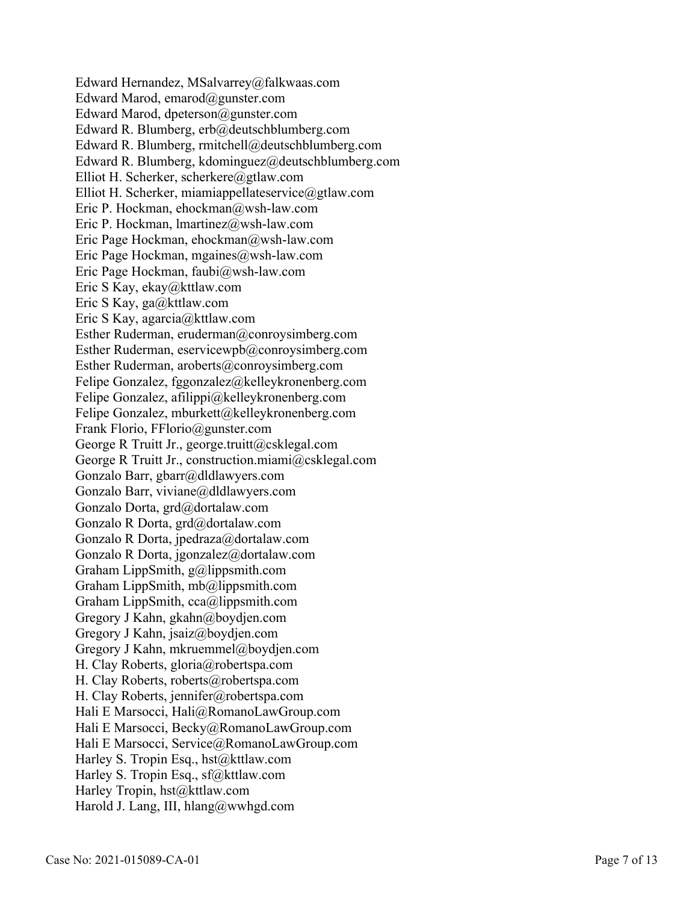Edward Hernandez, MSalvarrey@falkwaas.com
Edward Marod, emarod@gunster.com
Edward Marod, dpeterson@gunster.com
Edward R. Blumberg, erb@deutschblumberg.com
Edward R. Blumberg, rmitchell@deutschblumberg.com
Edward R. Blumberg, kdominguez@deutschblumberg.com
Elliot H. Scherker, scherkere@gtlaw.com
Elliot H. Scherker, miamiappellateservice@gtlaw.com
Eric P. Hockman, ehockman@wsh-law.com
Eric P. Hockman, lmartinez@wsh-law.com
Eric Page Hockman, ehockman@wsh-law.com
Eric Page Hockman, mgaines@wsh-law.com
Eric Page Hockman, faubi@wsh-law.com
Eric S Kay, ekay@kttlaw.com
Eric S Kay, ga@kttlaw.com
Eric S Kay, agarcia@kttlaw.com
Esther Ruderman, eruderman@conroysimberg.com
Esther Ruderman, eservicewpb@conroysimberg.com
Esther Ruderman, aroberts@conroysimberg.com
Felipe Gonzalez, fggonzalez@kelleykronenberg.com
Felipe Gonzalez, afilippi@kelleykronenberg.com
Felipe Gonzalez, mburkett@kelleykronenberg.com
Frank Florio, FFlorio@gunster.com
George R Truitt Jr., george.truitt@csklegal.com
George R Truitt Jr., construction.miami@csklegal.com
Gonzalo Barr, gbarr@dldlawyers.com
Gonzalo Barr, viviane@dldlawyers.com
Gonzalo Dorta, grd@dortalaw.com
Gonzalo R Dorta, grd@dortalaw.com
Gonzalo R Dorta, jpedraza@dortalaw.com
Gonzalo R Dorta, jgonzalez@dortalaw.com
Graham LippSmith, g@lippsmith.com
Graham LippSmith, mb@lippsmith.com
Graham LippSmith, cca@lippsmith.com
Gregory J Kahn, gkahn@boydjen.com
Gregory J Kahn, jsaiz@boydjen.com
Gregory J Kahn, mkruemmel@boydjen.com
H. Clay Roberts, gloria@robertspa.com
H. Clay Roberts, roberts@robertspa.com
H. Clay Roberts, jennifer@robertspa.com
Hali E Marsocci, Hali@RomanoLawGroup.com
Hali E Marsocci, Becky@RomanoLawGroup.com
Hali E Marsocci, Service@RomanoLawGroup.com
Harley S. Tropin Esq., hst@kttlaw.com
Harley S. Tropin Esq., sf@kttlaw.com
Harley Tropin, hst@kttlaw.com
Harold J. Lang, III, hlang@wwhgd.com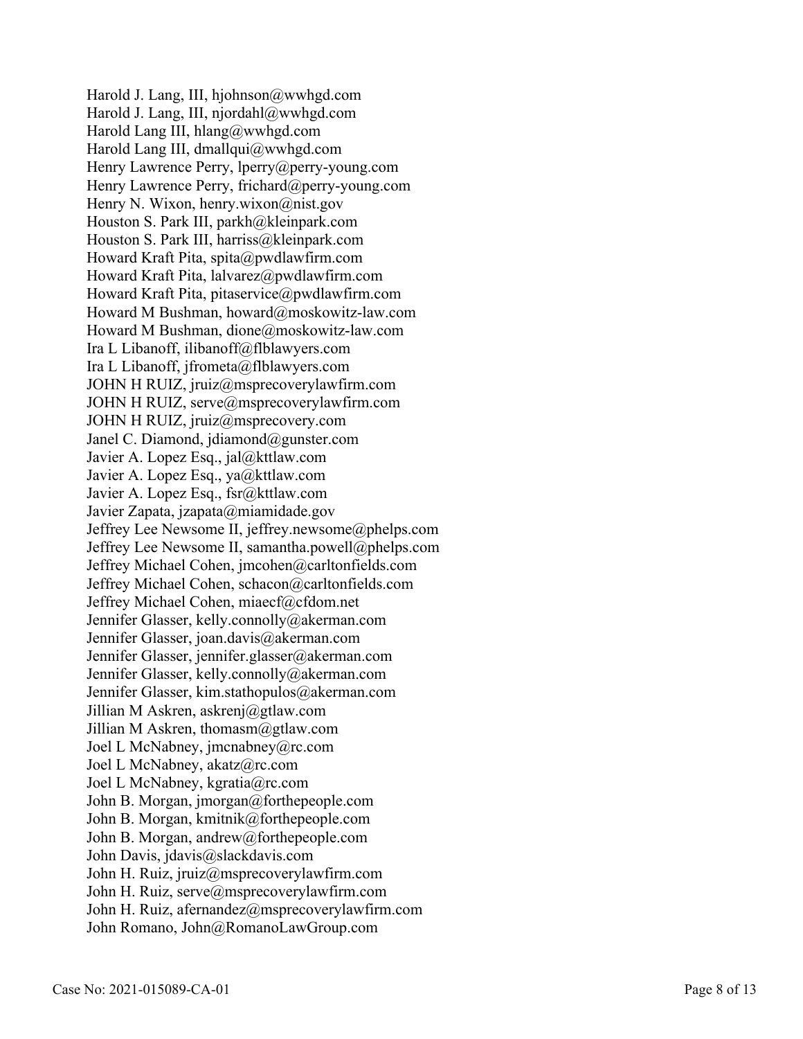Harold J. Lang, III, hjohnson@wwhgd.com
Harold J. Lang, III, njordahl@wwhgd.com
Harold Lang III, hlang@wwhgd.com
Harold Lang III, dmallqui@wwhgd.com
Henry Lawrence Perry, lperry@perry-young.com
Henry Lawrence Perry, frichard@perry-young.com
Henry N. Wixon, henry.wixon@nist.gov
Houston S. Park III, parkh@kleinpark.com
Houston S. Park III, harriss@kleinpark.com
Howard Kraft Pita, spita@pwdlawfirm.com
Howard Kraft Pita, lalvarez@pwdlawfirm.com
Howard Kraft Pita, pitaservice@pwdlawfirm.com
Howard M Bushman, howard@moskowitz-law.com
Howard M Bushman, dione@moskowitz-law.com
Ira L Libanoff, ilibanoff@flblawyers.com
Ira L Libanoff, jfrometa@flblawyers.com
JOHN H RUIZ, jruiz@msprecoverylawfirm.com
JOHN H RUIZ, serve@msprecoverylawfirm.com
JOHN H RUIZ, jruiz@msprecovery.com
Janel C. Diamond, jdiamond@gunster.com
Javier A. Lopez Esq., jal@kttlaw.com
Javier A. Lopez Esq., ya@kttlaw.com
Javier A. Lopez Esq., fsr@kttlaw.com
Javier Zapata, jzapata@miamidade.gov
Jeffrey Lee Newsome II, jeffrey.newsome@phelps.com
Jeffrey Lee Newsome II, samantha.powell@phelps.com
Jeffrey Michael Cohen, jmcohen@carltonfields.com
Jeffrey Michael Cohen, schacon@carltonfields.com
Jeffrey Michael Cohen, miaecf@cfdom.net
Jennifer Glasser, kelly.connolly@akerman.com
Jennifer Glasser, joan.davis@akerman.com
Jennifer Glasser, jennifer.glasser@akerman.com
Jennifer Glasser, kelly.connolly@akerman.com
Jennifer Glasser, kim.stathopulos@akerman.com
Jillian M Askren, askrenj@gtlaw.com
Jillian M Askren, thomasm@gtlaw.com
Joel L McNabney, jmcnabney@rc.com
Joel L McNabney, akatz@rc.com
Joel L McNabney, kgratia@rc.com
John B. Morgan, jmorgan@forthepeople.com
John B. Morgan, kmitnik@forthepeople.com
John B. Morgan, andrew@forthepeople.com
John Davis, jdavis@slackdavis.com
John H. Ruiz, jruiz@msprecoverylawfirm.com
John H. Ruiz, serve@msprecoverylawfirm.com
John H. Ruiz, afernandez@msprecoverylawfirm.com
John Romano, John@RomanoLawGroup.com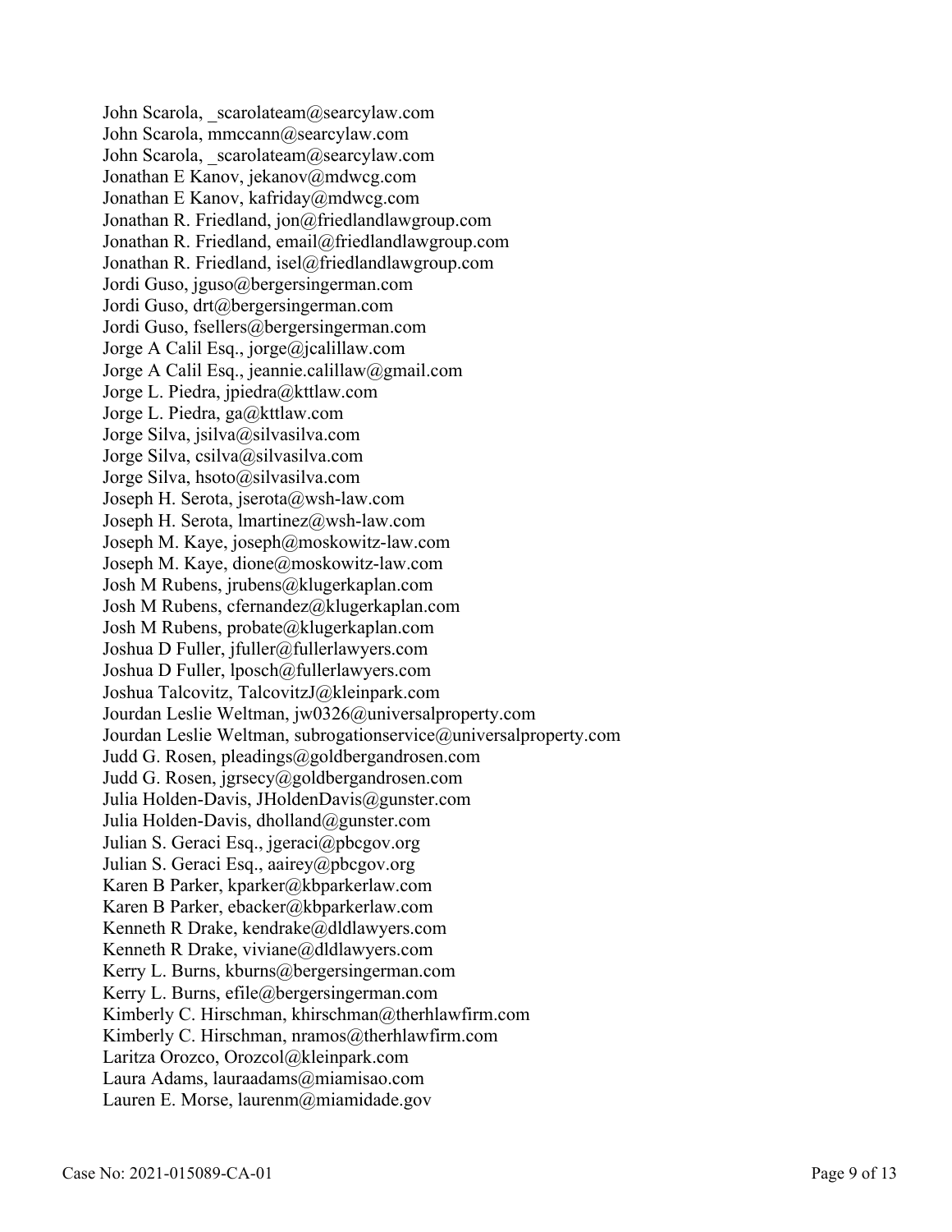John Scarola, _scarolateam@searcylaw.com
John Scarola, mmccann@searcylaw.com
John Scarola, _scarolateam@searcylaw.com
Jonathan E Kanov, jekanov@mdwcg.com
Jonathan E Kanov, kafriday@mdwcg.com
Jonathan R. Friedland, jon@friedlandlawgroup.com
Jonathan R. Friedland, email@friedlandlawgroup.com
Jonathan R. Friedland, isel@friedlandlawgroup.com
Jordi Guso, jguso@bergersingerman.com
Jordi Guso, drt@bergersingerman.com
Jordi Guso, fsellers@bergersingerman.com
Jorge A Calil Esq., jorge@jcalillaw.com
Jorge A Calil Esq., jeannie.calillaw@gmail.com
Jorge L. Piedra, jpiedra@kttlaw.com
Jorge L. Piedra, ga@kttlaw.com
Jorge Silva, jsilva@silvasilva.com
Jorge Silva, csilva@silvasilva.com
Jorge Silva, hsoto@silvasilva.com
Joseph H. Serota, jserota@wsh-law.com
Joseph H. Serota, lmartinez@wsh-law.com
Joseph M. Kaye, joseph@moskowitz-law.com
Joseph M. Kaye, dione@moskowitz-law.com
Josh M Rubens, jrubens@klugerkaplan.com
Josh M Rubens, cfernandez@klugerkaplan.com
Josh M Rubens, probate@klugerkaplan.com
Joshua D Fuller, jfuller@fullerlawyers.com
Joshua D Fuller, lposch@fullerlawyers.com
Joshua Talcovitz, TalcovitzJ@kleinpark.com
Jourdan Leslie Weltman, jw0326@universalproperty.com
Jourdan Leslie Weltman, subrogationservice@universalproperty.com
Judd G. Rosen, pleadings@goldbergandrosen.com
Judd G. Rosen, jgrsecy@goldbergandrosen.com
Julia Holden-Davis, JHoldenDavis@gunster.com
Julia Holden-Davis, dholland@gunster.com
Julian S. Geraci Esq., jgeraci@pbcgov.org
Julian S. Geraci Esq., aairey@pbcgov.org
Karen B Parker, kparker@kbparkerlaw.com
Karen B Parker, ebacker@kbparkerlaw.com
Kenneth R Drake, kendrake@dldlawyers.com
Kenneth R Drake, viviane@dldlawyers.com
Kerry L. Burns, kburns@bergersingerman.com
Kerry L. Burns, efile@bergersingerman.com
Kimberly C. Hirschman, khirschman@therhlawfirm.com
Kimberly C. Hirschman, nramos@therhlawfirm.com
Laritza Orozco, Orozcol@kleinpark.com
Laura Adams, lauraadams@miamisao.com
Lauren E. Morse, laurenm@miamidade.gov

Case No: 2021-015089-CA-01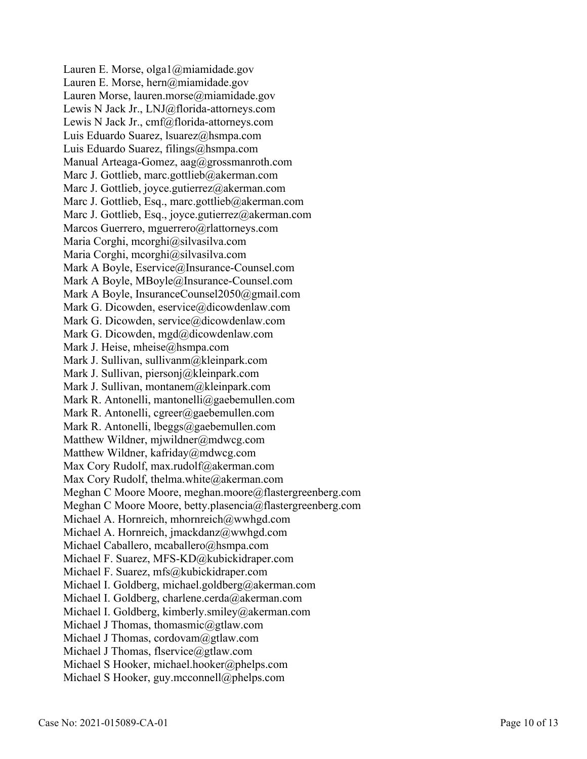Lauren E. Morse, olga1@miamidade.gov
Lauren E. Morse, hern@miamidade.gov
Lauren Morse, lauren.morse@miamidade.gov
Lewis N Jack Jr., LNJ@florida-attorneys.com
Lewis N Jack Jr., cmf@florida-attorneys.com
Luis Eduardo Suarez, lsuarez@hsmpa.com
Luis Eduardo Suarez, filings@hsmpa.com
Manual Arteaga-Gomez, aag@grossmanroth.com
Marc J. Gottlieb, marc.gottlieb@akerman.com
Marc J. Gottlieb, joyce.gutierrez@akerman.com
Marc J. Gottlieb, Esq., marc.gottlieb@akerman.com
Marc J. Gottlieb, Esq., joyce.gutierrez@akerman.com
Marcos Guerrero, mguerrero@rlattorneys.com
Maria Corghi, mcorghi@silvasilva.com
Maria Corghi, mcorghi@silvasilva.com
Mark A Boyle, Eservice@Insurance-Counsel.com
Mark A Boyle, MBoyle@Insurance-Counsel.com
Mark A Boyle, InsuranceCounsel2050@gmail.com
Mark G. Dicowden, eservice@dicowdenlaw.com
Mark G. Dicowden, service@dicowdenlaw.com
Mark G. Dicowden, mgd@dicowdenlaw.com
Mark J. Heise, mheise@hsmpa.com
Mark J. Sullivan, sullivanm@kleinpark.com
Mark J. Sullivan, piersonj@kleinpark.com
Mark J. Sullivan, montanem@kleinpark.com
Mark R. Antonelli, mantonelli@gaebemullen.com
Mark R. Antonelli, cgreer@gaebemullen.com
Mark R. Antonelli, lbeggs@gaebemullen.com
Matthew Wildner, mjwildner@mdwcg.com
Matthew Wildner, kafriday@mdwcg.com
Max Cory Rudolf, max.rudolf@akerman.com
Max Cory Rudolf, thelma.white@akerman.com
Meghan C Moore Moore, meghan.moore@flastergreenberg.com
Meghan C Moore Moore, betty.plasencia@flastergreenberg.com
Michael A. Hornreich, mhornreich@wwhgd.com
Michael A. Hornreich, jmackdanz@wwhgd.com
Michael Caballero, mcaballero@hsmpa.com
Michael F. Suarez, MFS-KD@kubickidraper.com
Michael F. Suarez, mfs@kubickidraper.com
Michael I. Goldberg, michael.goldberg@akerman.com
Michael I. Goldberg, charlene.cerda@akerman.com
Michael I. Goldberg, kimberly.smiley@akerman.com
Michael J Thomas, thomasmic@gtlaw.com
Michael J Thomas, cordovam@gtlaw.com
Michael J Thomas, flservice@gtlaw.com
Michael S Hooker, michael.hooker@phelps.com
Michael S Hooker, guy.mcconnell@phelps.com

Case No: 2021-015089-CA-01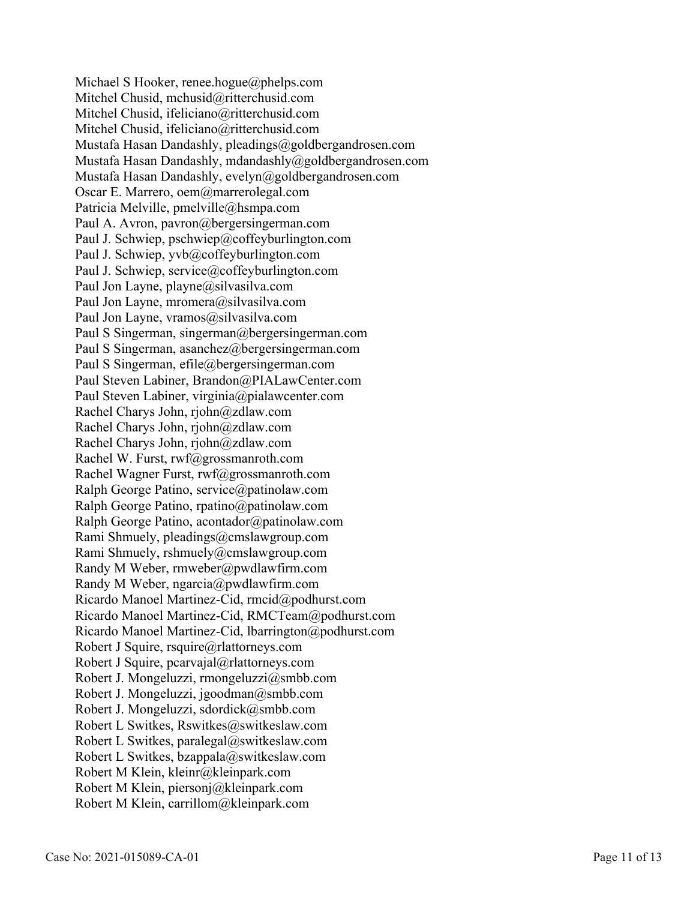Michael S Hooker, renee.hogue@phelps.com
Mitchel Chusid, mchusid@ritterchusid.com
Mitchel Chusid, ifeliciano@ritterchusid.com
Mitchel Chusid, ifeliciano@ritterchusid.com
Mustafa Hasan Dandashly, pleadings@goldbergandrosen.com
Mustafa Hasan Dandashly, mdandashly@goldbergandrosen.com
Mustafa Hasan Dandashly, evelyn@goldbergandrosen.com
Oscar E. Marrero, oem@marrerolegal.com
Patricia Melville, pmelville@hsmpa.com
Paul A. Avron, pavron@bergersingerman.com
Paul J. Schwiep, pschwiep@coffeyburlington.com
Paul J. Schwiep, yvb@coffeyburlington.com
Paul J. Schwiep, service@coffeyburlington.com
Paul Jon Layne, playne@silvasilva.com
Paul Jon Layne, mromera@silvasilva.com
Paul Jon Layne, vramos@silvasilva.com
Paul S Singerman, singerman@bergersingerman.com
Paul S Singerman, asanchez@bergersingerman.com
Paul S Singerman, efile@bergersingerman.com
Paul Steven Labiner, Brandon@PIALawCenter.com
Paul Steven Labiner, virginia@pialawcenter.com
Rachel Charys John, rjohn@zdlaw.com
Rachel Charys John, rjohn@zdlaw.com
Rachel Charys John, rjohn@zdlaw.com
Rachel W. Furst, rwf@grossmanroth.com
Rachel Wagner Furst, rwf@grossmanroth.com
Ralph George Patino, service@patinolaw.com
Ralph George Patino, rpatino@patinolaw.com
Ralph George Patino, acontador@patinolaw.com
Rami Shmuely, pleadings@cmslawgroup.com
Rami Shmuely, rshmuely@cmslawgroup.com
Randy M Weber, rmweber@pwdlawfirm.com
Randy M Weber, ngarcia@pwdlawfirm.com
Ricardo Manoel Martinez-Cid, rmcid@podhurst.com
Ricardo Manoel Martinez-Cid, RMCTeam@podhurst.com
Ricardo Manoel Martinez-Cid, lbarrington@podhurst.com
Robert J Squire, rsquire@rlattorneys.com
Robert J Squire, pcarvajal@rlattorneys.com
Robert J. Mongeluzzi, rmongeluzzi@smbb.com
Robert J. Mongeluzzi, jgoodman@smbb.com
Robert J. Mongeluzzi, sdordick@smbb.com
Robert L Switkes, Rswitkes@switkeslaw.com
Robert L Switkes, paralegal@switkeslaw.com
Robert L Switkes, bzappala@switkeslaw.com
Robert M Klein, kleinr@kleinpark.com
Robert M Klein, piersonj@kleinpark.com
Robert M Klein, carrillom@kleinpark.com

Case No: 2021-015089-CA-01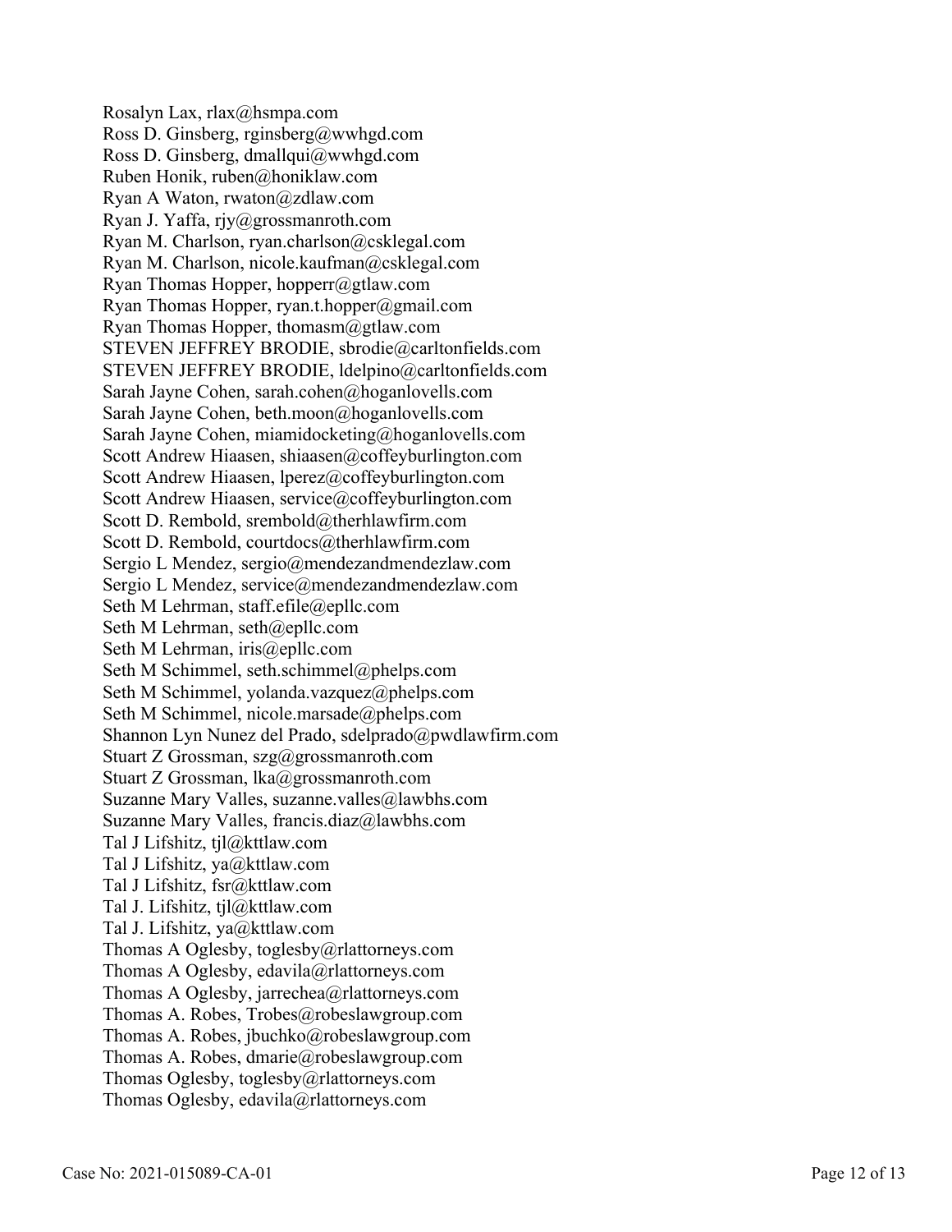Rosalyn Lax, rlax@hsmpa.com
Ross D. Ginsberg, rginsberg@wwhgd.com
Ross D. Ginsberg, dmallqui@wwhgd.com
Ruben Honik, ruben@honiklaw.com
Ryan A Waton, rwaton@zdlaw.com
Ryan J. Yaffa, rjy@grossmanroth.com
Ryan M. Charlson, ryan.charlson@csklegal.com
Ryan M. Charlson, nicole.kaufman@csklegal.com
Ryan Thomas Hopper, hopperr@gtlaw.com
Ryan Thomas Hopper, ryan.t.hopper@gmail.com
Ryan Thomas Hopper, thomasm@gtlaw.com
STEVEN JEFFREY BRODIE, sbrodie@carltonfields.com
STEVEN JEFFREY BRODIE, ldelpino@carltonfields.com
Sarah Jayne Cohen, sarah.cohen@hoganlovells.com
Sarah Jayne Cohen, beth.moon@hoganlovells.com
Sarah Jayne Cohen, miamidocketing@hoganlovells.com
Scott Andrew Hiaasen, shiaasen@coffeyburlington.com
Scott Andrew Hiaasen, lperez@coffeyburlington.com
Scott Andrew Hiaasen, service@coffeyburlington.com
Scott D. Rembold, srembold@therhlawfirm.com
Scott D. Rembold, courtdocs@therhlawfirm.com
Sergio L Mendez, sergio@mendezandmendezlaw.com
Sergio L Mendez, service@mendezandmendezlaw.com
Seth M Lehrman, staff.efile@epllc.com
Seth M Lehrman, seth@epllc.com
Seth M Lehrman, iris@epllc.com
Seth M Schimmel, seth.schimmel@phelps.com
Seth M Schimmel, yolanda.vazquez@phelps.com
Seth M Schimmel, nicole.marsade@phelps.com
Shannon Lyn Nunez del Prado, sdelprado@pwdlawfirm.com
Stuart Z Grossman, szg@grossmanroth.com
Stuart Z Grossman, lka@grossmanroth.com
Suzanne Mary Valles, suzanne.valles@lawbhs.com
Suzanne Mary Valles, francis.diaz@lawbhs.com
Tal J Lifshitz, tjl@kttlaw.com
Tal J Lifshitz, ya@kttlaw.com
Tal J Lifshitz, fsr@kttlaw.com
Tal J. Lifshitz, tjl@kttlaw.com
Tal J. Lifshitz, ya@kttlaw.com
Thomas A Oglesby, toglesby@rlattorneys.com
Thomas A Oglesby, edavila@rlattorneys.com
Thomas A Oglesby, jarrechea@rlattorneys.com
Thomas A. Robes, Trobes@robeslawgroup.com
Thomas A. Robes, jbuchko@robeslawgroup.com
Thomas A. Robes, dmarie@robeslawgroup.com
Thomas Oglesby, toglesby@rlattorneys.com
Thomas Oglesby, edavila@rlattorneys.com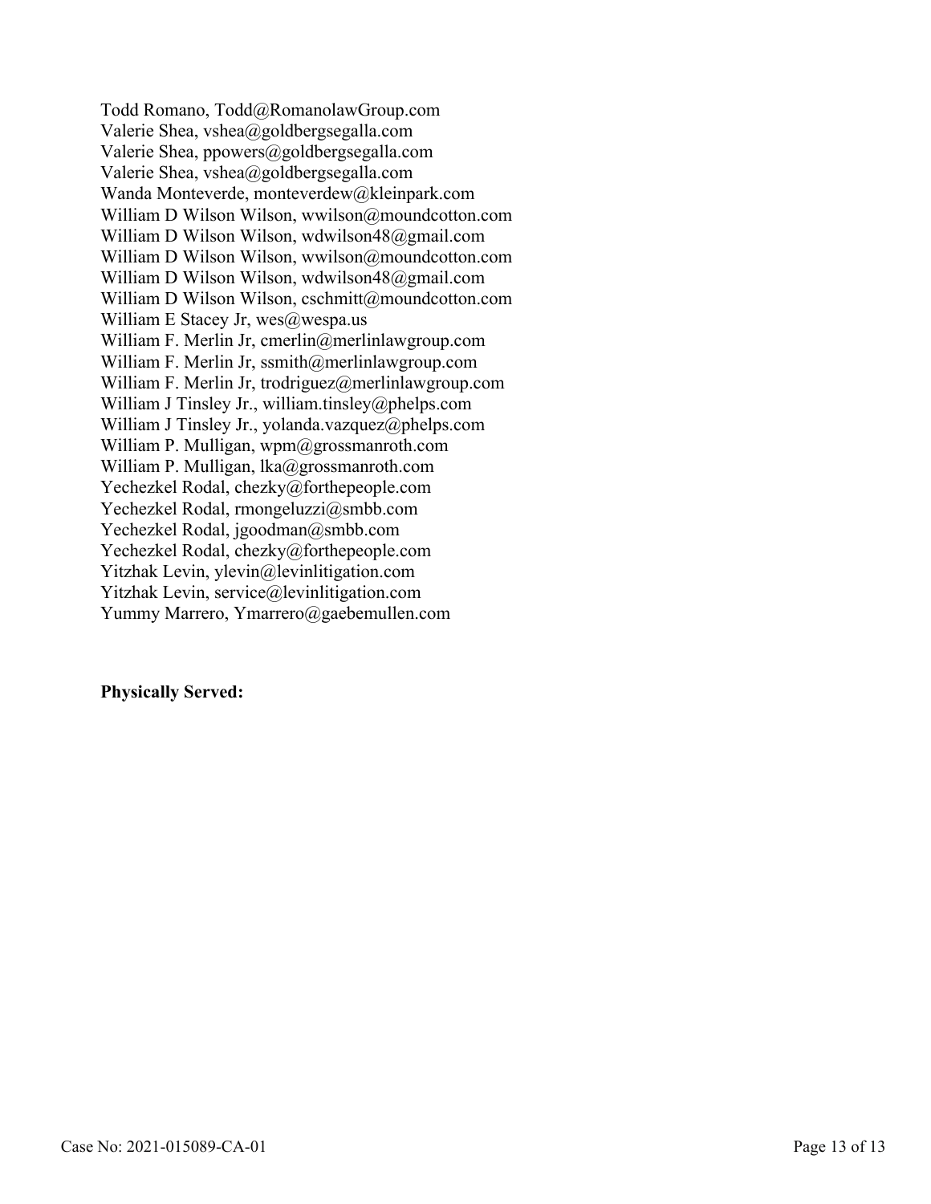Todd Romano, Todd@RomanolawGroup.com
Valerie Shea, vshea@goldbergsegalla.com
Valerie Shea, ppowers@goldbergsegalla.com
Valerie Shea, vshea@goldbergsegalla.com
Wanda Monteverde, monteverdew@kleinpark.com
William D Wilson Wilson, wwilson@moundcotton.com
William D Wilson Wilson, wdwilson48@gmail.com
William D Wilson Wilson, wwilson@moundcotton.com
William D Wilson Wilson, wdwilson48@gmail.com
William D Wilson Wilson, cschmitt@moundcotton.com
William E Stacey Jr, wes@wespa.us
William F. Merlin Jr, cmerlin@merlinlawgroup.com
William F. Merlin Jr, ssmith@merlinlawgroup.com
William F. Merlin Jr, trodriguez@merlinlawgroup.com
William J Tinsley Jr., william.tinsley@phelps.com
William J Tinsley Jr., yolanda.vazquez@phelps.com
William P. Mulligan, wpm@grossmanroth.com
William P. Mulligan, lka@grossmanroth.com
Yechezkel Rodal, chezky@forthepeople.com
Yechezkel Rodal, rmongeluzzi@smbb.com
Yechezkel Rodal, jgoodman@smbb.com
Yechezkel Rodal, chezky@forthepeople.com
Yitzhak Levin, ylevin@levinlitigation.com
Yitzhak Levin, service@levinlitigation.com
Yummy Marrero, Ymarrero@gaebemullen.com

**Physically Served:**